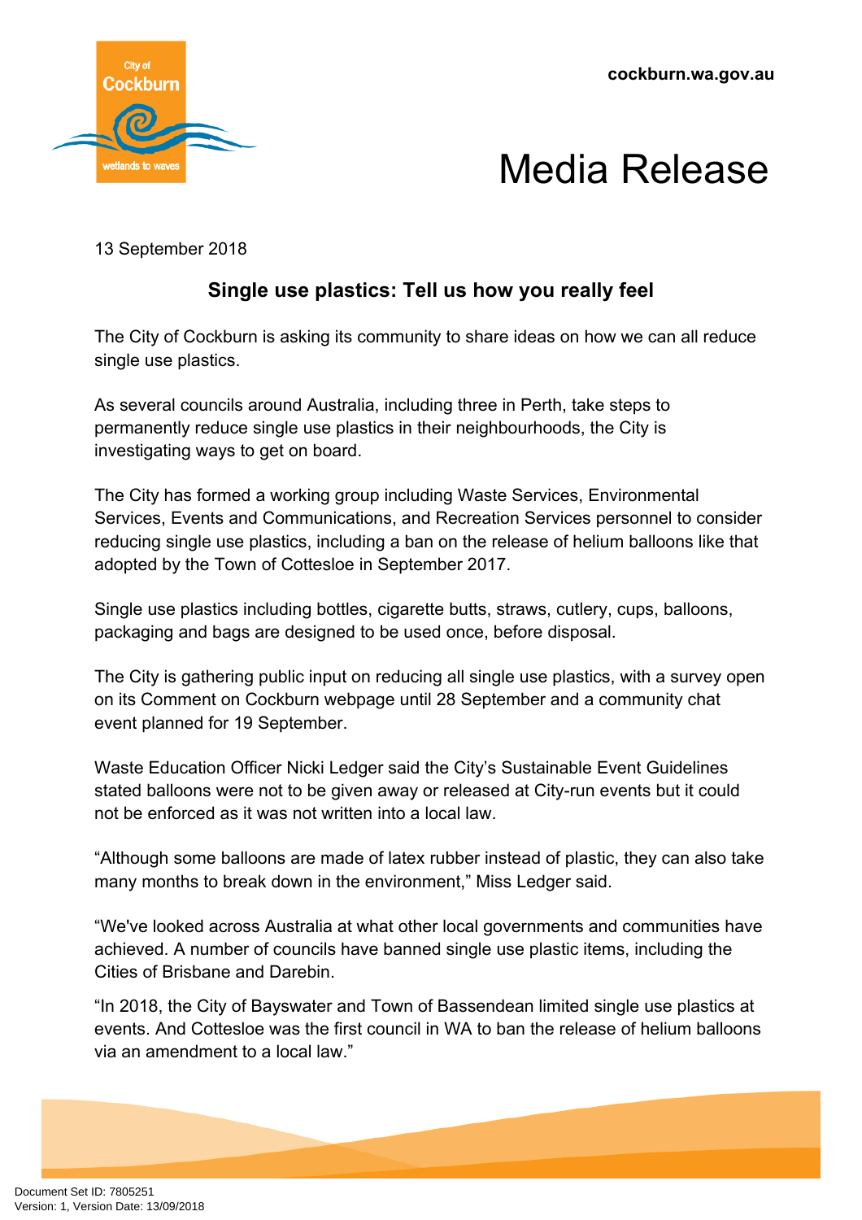cockburn.wa.gov.au

# Media Release

13 September 2018

## Single use plastics: Tell us how you really feel

The City of Cockburn is asking its community to share ideas on how we can all reduce single use plastics.

As several councils around Australia, including three in Perth, take steps to permanently reduce single use plastics in their neighbourhoods, the City is investigating ways to get on board.

The City has formed a working group including Waste Services, Environmental Services, Events and Communications, and Recreation Services personnel to consider reducing single use plastics, including a ban on the release of helium balloons like that adopted by the Town of Cottesloe in September 2017.

Single use plastics including bottles, cigarette butts, straws, cutlery, cups, balloons, packaging and bags are designed to be used once, before disposal.

The City is gathering public input on reducing all single use plastics, with a survey open on its Comment on Cockburn webpage until 28 September and a community chat event planned for 19 September.

Waste Education Officer Nicki Ledger said the City's Sustainable Event Guidelines stated balloons were not to be given away or released at City-run events but it could not be enforced as it was not written into a local law.

"Although some balloons are made of latex rubber instead of plastic, they can also take many months to break down in the environment," Miss Ledger said.

"We've looked across Australia at what other local governments and communities have achieved. A number of councils have banned single use plastic items, including the Cities of Brisbane and Darebin.

"In 2018, the City of Bayswater and Town of Bassendean limited single use plastics at events. And Cottesloe was the first council in WA to ban the release of helium balloons via an amendment to a local law."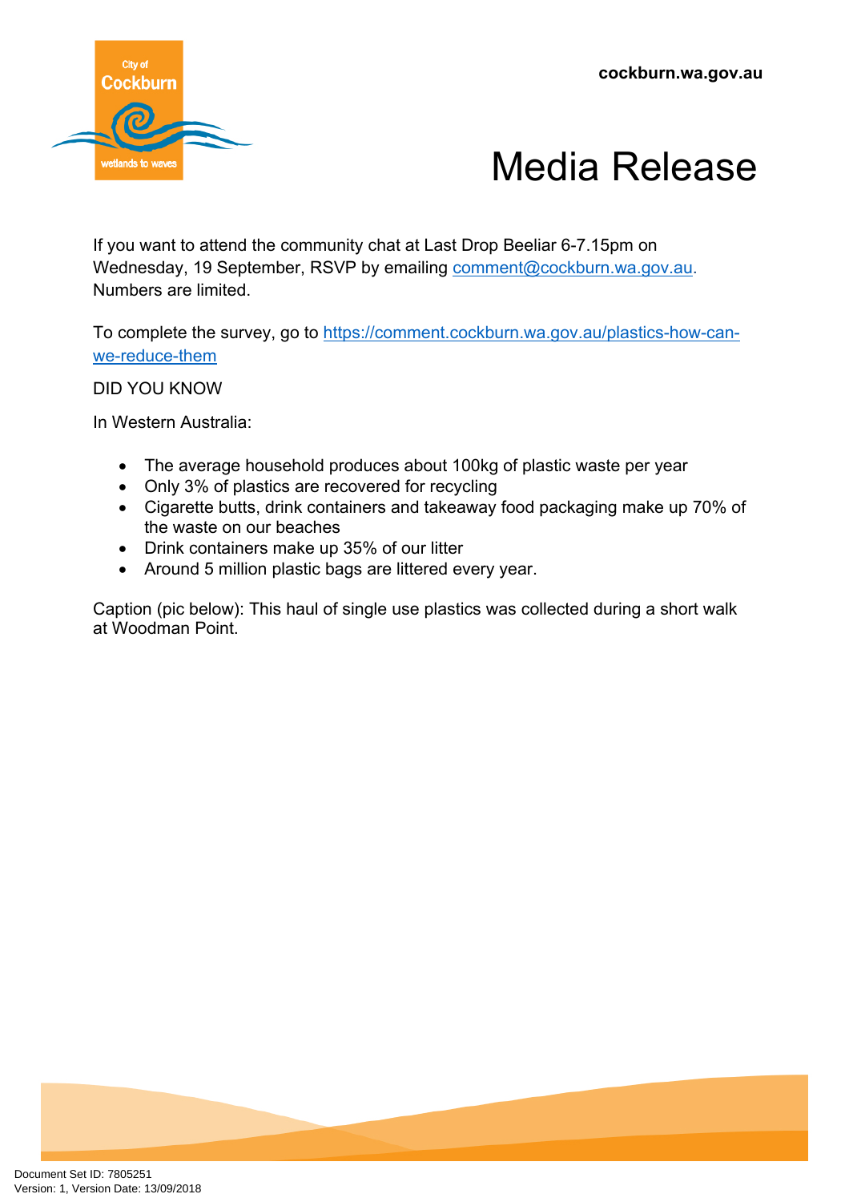If you want to attend the community chat at Last Drop Beeliar 6-7.15pm on Wednesday, 19 September, RSVP by emailing [comment@cockburn.wa.gov.au](mailto:comment@cockburn.wa.gov.au). Numbers are limited.

To complete the survey, go to [https://comment.cockburn.wa.gov.au/plastics-how-can-we-reduce-them](https://comment.cockburn.wa.gov.au/plastics-how-can-we-reduce-them)

DID YOU KNOW

In Western Australia:

- The average household produces about 100kg of plastic waste per year
- Only 3% of plastics are recovered for recycling
- Cigarette butts, drink containers and takeaway food packaging make up 70% of the waste on our beaches
- Drink containers make up 35% of our litter
- Around 5 million plastic bags are littered every year.

Caption (pic below): This haul of single use plastics was collected during a short walk at Woodman Point.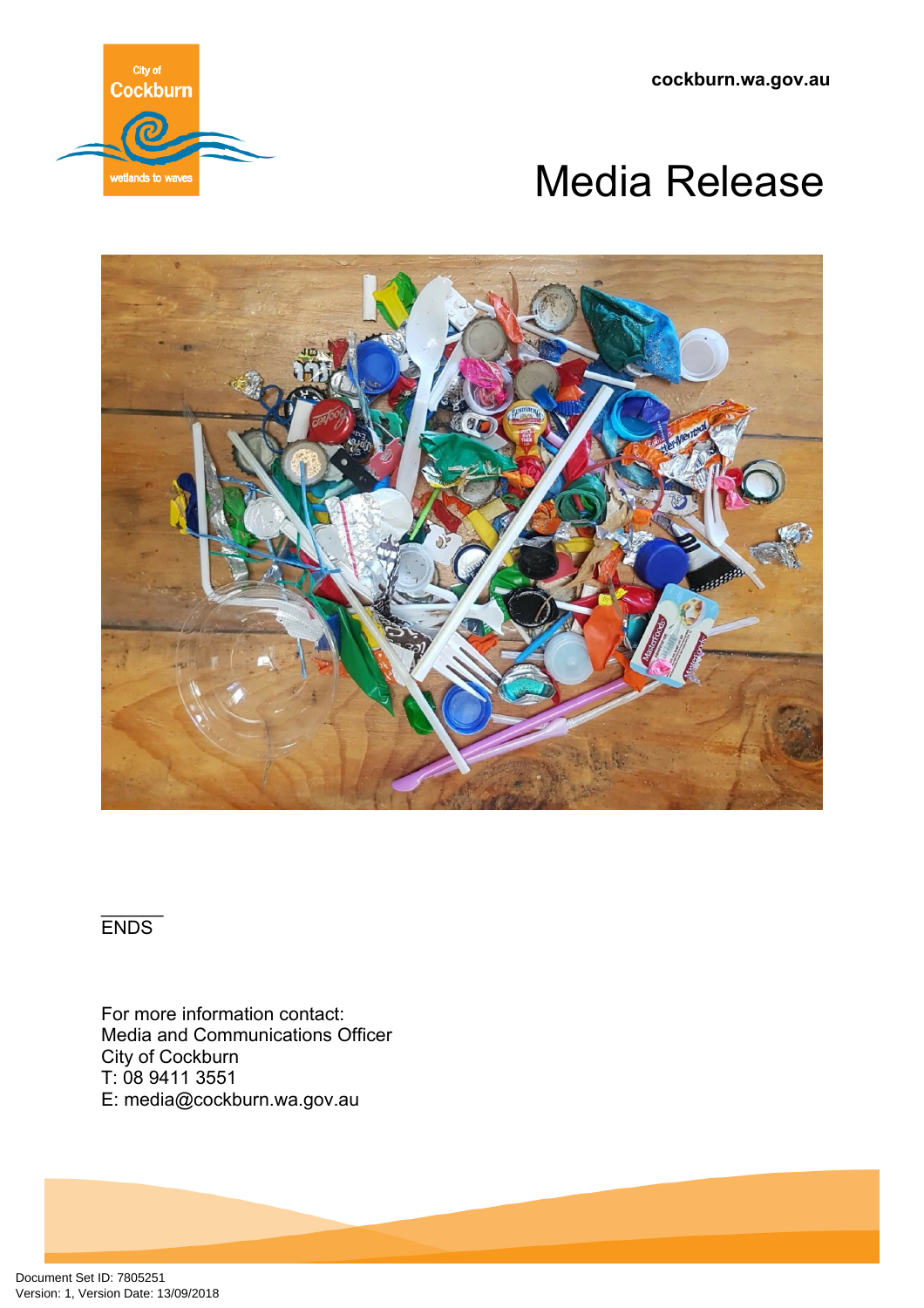# Media Release

ENDS

For more information contact:
Media and Communications Officer
City of Cockburn
T: 08 9411 3551
E: media@cockburn.wa.gov.au